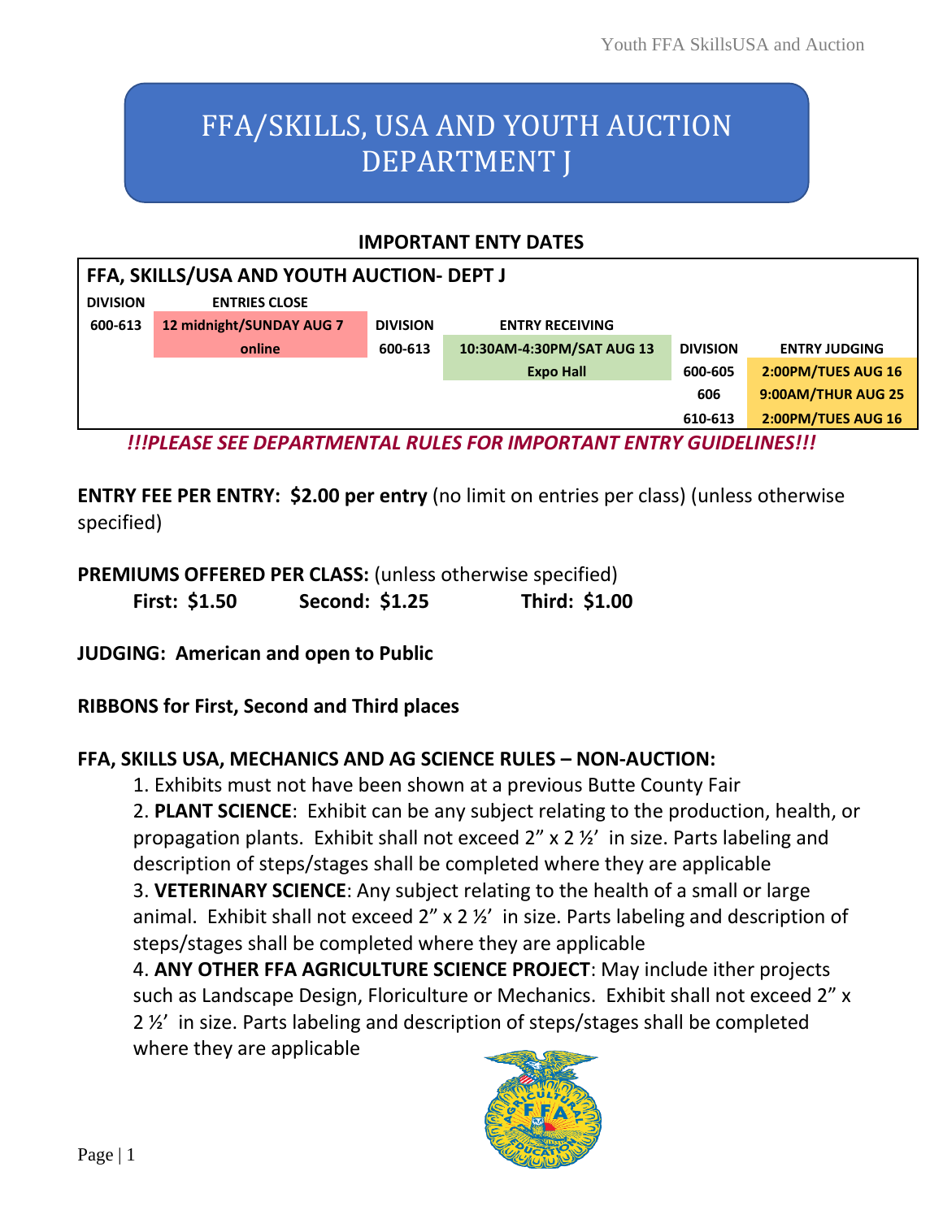# FFA/SKILLS, USA AND YOUTH AUCTION DEPARTMENT J

## IMPORTANT ENTY DATES

| FFA, SKILLS/USA AND YOUTH AUCTION- DEPT J | | | | | |
|---|---|---|---|---|---|
| DIVISION | ENTRIES CLOSE | DIVISION | ENTRY RECEIVING | DIVISION | ENTRY JUDGING |
| 600-613 | 12 midnight/SUNDAY AUG 7 online | 600-613 | 10:30AM-4:30PM/SAT AUG 13 Expo Hall | 600-605 | 2:00PM/TUES AUG 16 |
| | | | | 606 | 9:00AM/THUR AUG 25 |
| | | | | 610-613 | 2:00PM/TUES AUG 16 |

***!!!PLEASE SEE DEPARTMENTAL RULES FOR IMPORTANT ENTRY GUIDELINES!!!***

**ENTRY FEE PER ENTRY: $2.00 per entry** (no limit on entries per class) (unless otherwise specified)

**PREMIUMS OFFERED PER CLASS:** (unless otherwise specified)
**First: $1.50 Second: $1.25 Third: $1.00**

**JUDGING: American and open to Public**

**RIBBONS for First, Second and Third places**

**FFA, SKILLS USA, MECHANICS AND AG SCIENCE RULES – NON-AUCTION:**

1. Exhibits must not have been shown at a previous Butte County Fair
2. **PLANT SCIENCE**: Exhibit can be any subject relating to the production, health, or propagation plants. Exhibit shall not exceed 2" x 2 ½' in size. Parts labeling and description of steps/stages shall be completed where they are applicable
3. **VETERINARY SCIENCE**: Any subject relating to the health of a small or large animal. Exhibit shall not exceed 2" x 2 ½' in size. Parts labeling and description of steps/stages shall be completed where they are applicable
4. **ANY OTHER FFA AGRICULTURE SCIENCE PROJECT**: May include ither projects such as Landscape Design, Floriculture or Mechanics. Exhibit shall not exceed 2" x 2 ½' in size. Parts labeling and description of steps/stages shall be completed where they are applicable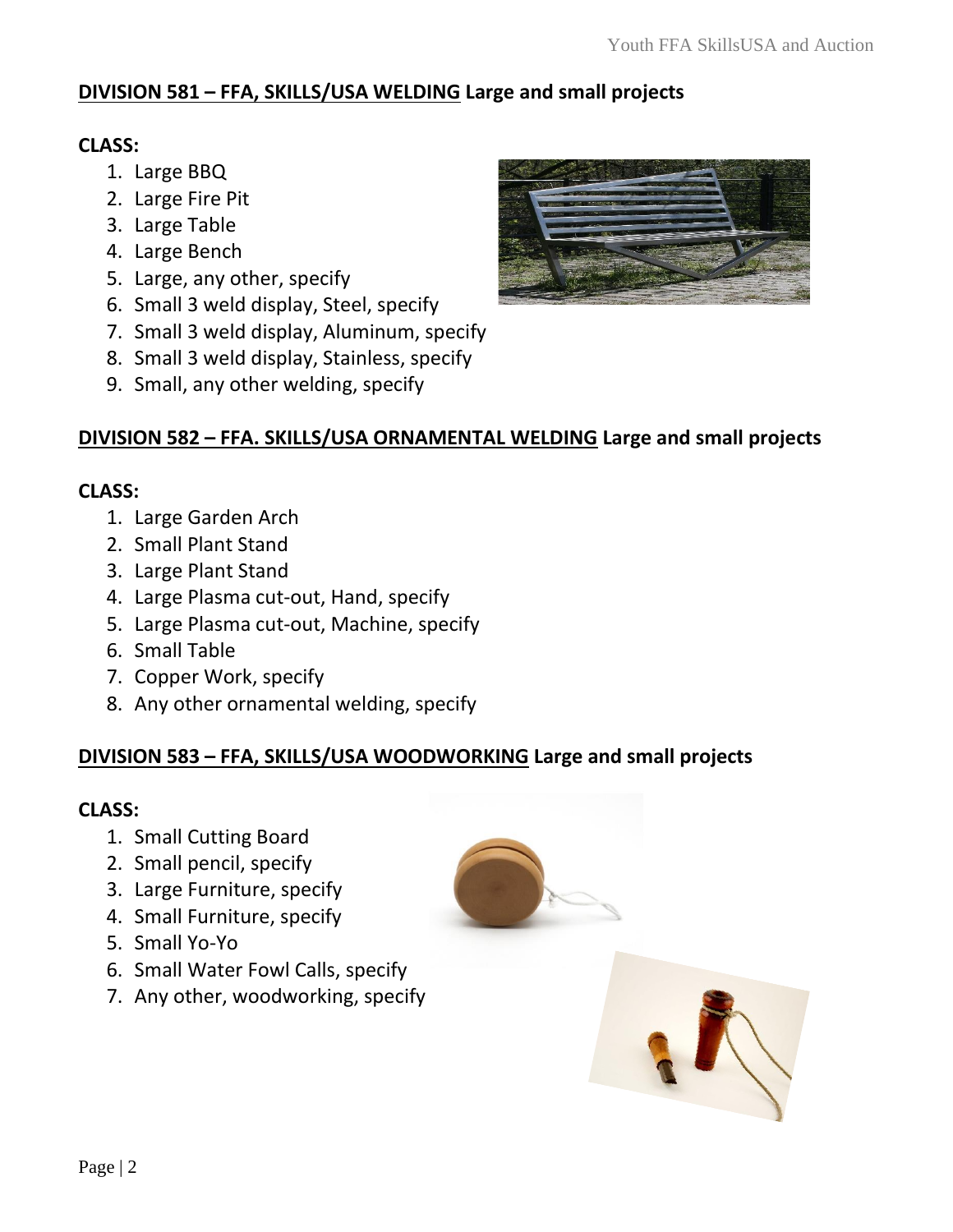## DIVISION 581 – FFA, SKILLS/USA WELDING Large and small projects

**CLASS:**

1. Large BBQ
2. Large Fire Pit
3. Large Table
4. Large Bench
5. Large, any other, specify
6. Small 3 weld display, Steel, specify
7. Small 3 weld display, Aluminum, specify
8. Small 3 weld display, Stainless, specify
9. Small, any other welding, specify

## DIVISION 582 – FFA. SKILLS/USA ORNAMENTAL WELDING Large and small projects

**CLASS:**

1. Large Garden Arch
2. Small Plant Stand
3. Large Plant Stand
4. Large Plasma cut-out, Hand, specify
5. Large Plasma cut-out, Machine, specify
6. Small Table
7. Copper Work, specify
8. Any other ornamental welding, specify

## DIVISION 583 – FFA, SKILLS/USA WOODWORKING Large and small projects

**CLASS:**

1. Small Cutting Board
2. Small pencil, specify
3. Large Furniture, specify
4. Small Furniture, specify
5. Small Yo-Yo
6. Small Water Fowl Calls, specify
7. Any other, woodworking, specify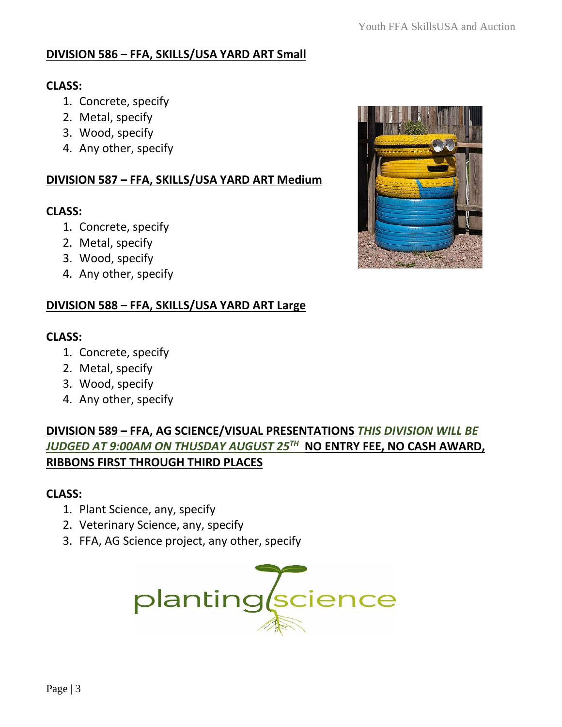## DIVISION 586 – FFA, SKILLS/USA YARD ART Small

**CLASS:**

1. Concrete, specify
2. Metal, specify
3. Wood, specify
4. Any other, specify

## DIVISION 587 – FFA, SKILLS/USA YARD ART Medium

**CLASS:**

1. Concrete, specify
2. Metal, specify
3. Wood, specify
4. Any other, specify

## DIVISION 588 – FFA, SKILLS/USA YARD ART Large

**CLASS:**

1. Concrete, specify
2. Metal, specify
3. Wood, specify
4. Any other, specify

## DIVISION 589 – FFA, AG SCIENCE/VISUAL PRESENTATIONS *THIS DIVISION WILL BE JUDGED AT 9:00AM ON THUSDAY AUGUST 25TH* NO ENTRY FEE, NO CASH AWARD, RIBBONS FIRST THROUGH THIRD PLACES

**CLASS:**

1. Plant Science, any, specify
2. Veterinary Science, any, specify
3. FFA, AG Science project, any other, specify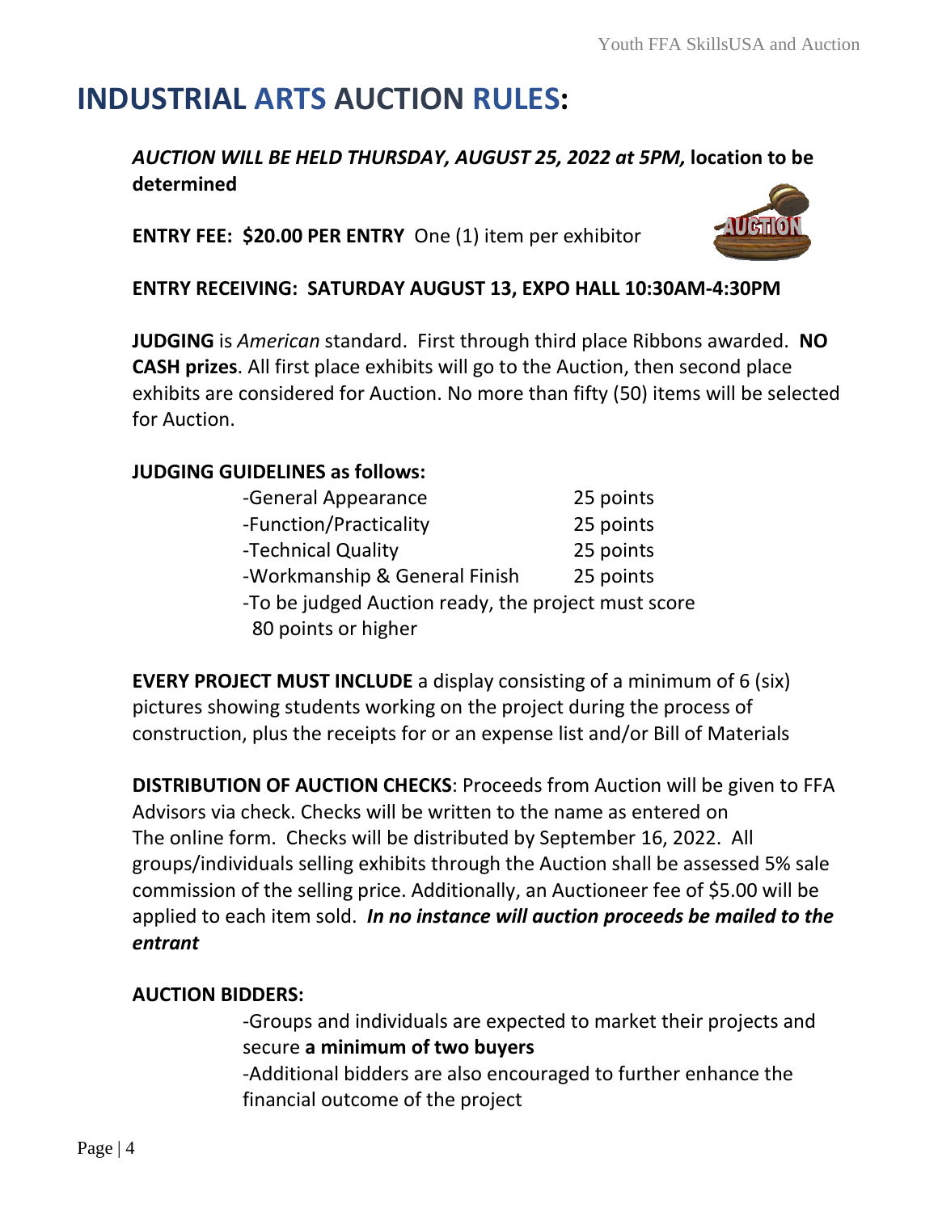# INDUSTRIAL ARTS AUCTION RULES:

***AUCTION WILL BE HELD THURSDAY, AUGUST 25, 2022 at 5PM,*** **location to be determined**

**ENTRY FEE: $20.00 PER ENTRY** One (1) item per exhibitor

**ENTRY RECEIVING: SATURDAY AUGUST 13, EXPO HALL 10:30AM-4:30PM**

**JUDGING** is *American* standard. First through third place Ribbons awarded. **NO CASH prizes**. All first place exhibits will go to the Auction, then second place exhibits are considered for Auction. No more than fifty (50) items will be selected for Auction.

**JUDGING GUIDELINES as follows:**

- General Appearance — 25 points
- Function/Practicality — 25 points
- Technical Quality — 25 points
- Workmanship & General Finish — 25 points
- To be judged Auction ready, the project must score 80 points or higher

**EVERY PROJECT MUST INCLUDE** a display consisting of a minimum of 6 (six) pictures showing students working on the project during the process of construction, plus the receipts for or an expense list and/or Bill of Materials

**DISTRIBUTION OF AUCTION CHECKS**: Proceeds from Auction will be given to FFA Advisors via check. Checks will be written to the name as entered on The online form. Checks will be distributed by September 16, 2022. All groups/individuals selling exhibits through the Auction shall be assessed 5% sale commission of the selling price. Additionally, an Auctioneer fee of $5.00 will be applied to each item sold. ***In no instance will auction proceeds be mailed to the entrant***

**AUCTION BIDDERS:**

- Groups and individuals are expected to market their projects and secure **a minimum of two buyers**
- Additional bidders are also encouraged to further enhance the financial outcome of the project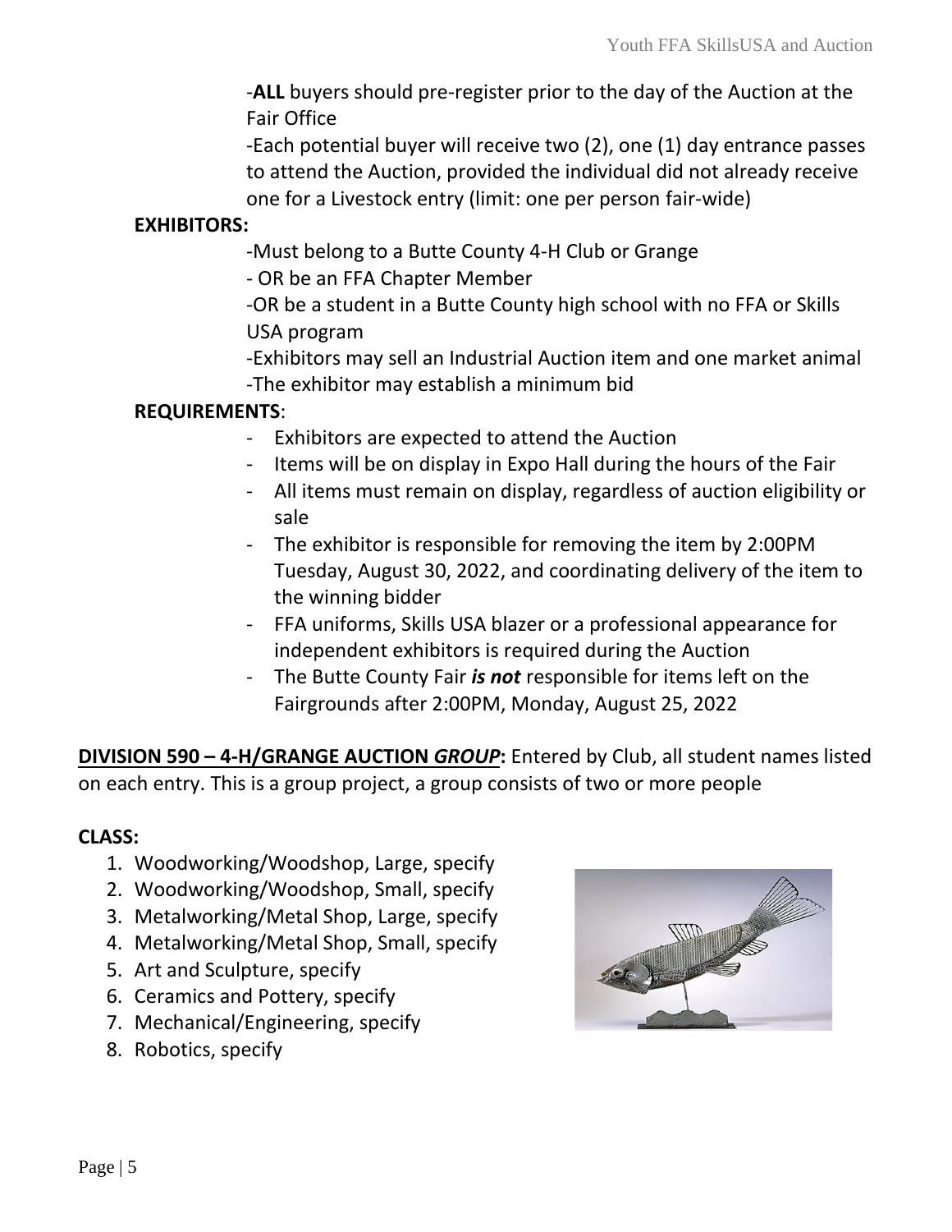-**ALL** buyers should pre-register prior to the day of the Auction at the Fair Office

-Each potential buyer will receive two (2), one (1) day entrance passes to attend the Auction, provided the individual did not already receive one for a Livestock entry (limit: one per person fair-wide)

**EXHIBITORS:**

-Must belong to a Butte County 4-H Club or Grange

- OR be an FFA Chapter Member

-OR be a student in a Butte County high school with no FFA or Skills USA program

-Exhibitors may sell an Industrial Auction item and one market animal

-The exhibitor may establish a minimum bid

**REQUIREMENTS**:

- Exhibitors are expected to attend the Auction
- Items will be on display in Expo Hall during the hours of the Fair
- All items must remain on display, regardless of auction eligibility or sale
- The exhibitor is responsible for removing the item by 2:00PM Tuesday, August 30, 2022, and coordinating delivery of the item to the winning bidder
- FFA uniforms, Skills USA blazer or a professional appearance for independent exhibitors is required during the Auction
- The Butte County Fair ***is not*** responsible for items left on the Fairgrounds after 2:00PM, Monday, August 25, 2022

**DIVISION 590 – 4-H/GRANGE AUCTION *GROUP*:** Entered by Club, all student names listed on each entry. This is a group project, a group consists of two or more people

**CLASS:**

1. Woodworking/Woodshop, Large, specify
2. Woodworking/Woodshop, Small, specify
3. Metalworking/Metal Shop, Large, specify
4. Metalworking/Metal Shop, Small, specify
5. Art and Sculpture, specify
6. Ceramics and Pottery, specify
7. Mechanical/Engineering, specify
8. Robotics, specify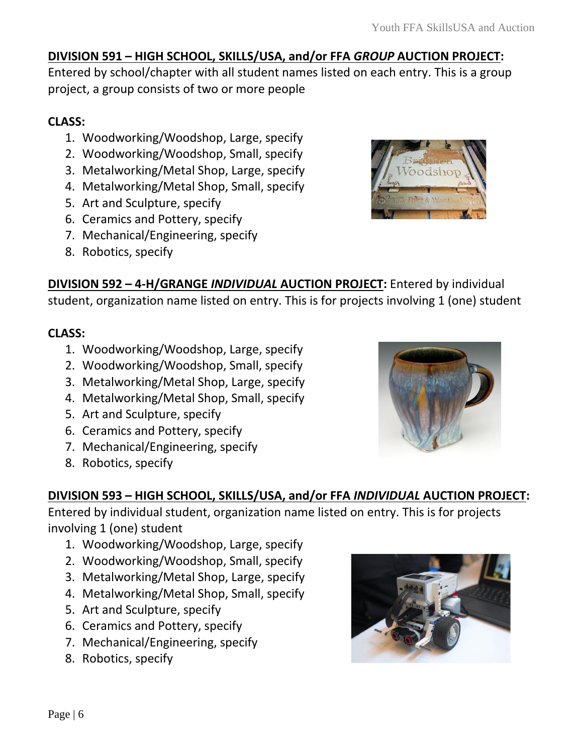**DIVISION 591 – HIGH SCHOOL, SKILLS/USA, and/or FFA *GROUP* AUCTION PROJECT:** Entered by school/chapter with all student names listed on each entry. This is a group project, a group consists of two or more people

**CLASS:**

1. Woodworking/Woodshop, Large, specify
2. Woodworking/Woodshop, Small, specify
3. Metalworking/Metal Shop, Large, specify
4. Metalworking/Metal Shop, Small, specify
5. Art and Sculpture, specify
6. Ceramics and Pottery, specify
7. Mechanical/Engineering, specify
8. Robotics, specify

**DIVISION 592 – 4-H/GRANGE *INDIVIDUAL* AUCTION PROJECT:** Entered by individual student, organization name listed on entry. This is for projects involving 1 (one) student

**CLASS:**

1. Woodworking/Woodshop, Large, specify
2. Woodworking/Woodshop, Small, specify
3. Metalworking/Metal Shop, Large, specify
4. Metalworking/Metal Shop, Small, specify
5. Art and Sculpture, specify
6. Ceramics and Pottery, specify
7. Mechanical/Engineering, specify
8. Robotics, specify

**DIVISION 593 – HIGH SCHOOL, SKILLS/USA, and/or FFA *INDIVIDUAL* AUCTION PROJECT:** Entered by individual student, organization name listed on entry. This is for projects involving 1 (one) student

1. Woodworking/Woodshop, Large, specify
2. Woodworking/Woodshop, Small, specify
3. Metalworking/Metal Shop, Large, specify
4. Metalworking/Metal Shop, Small, specify
5. Art and Sculpture, specify
6. Ceramics and Pottery, specify
7. Mechanical/Engineering, specify
8. Robotics, specify